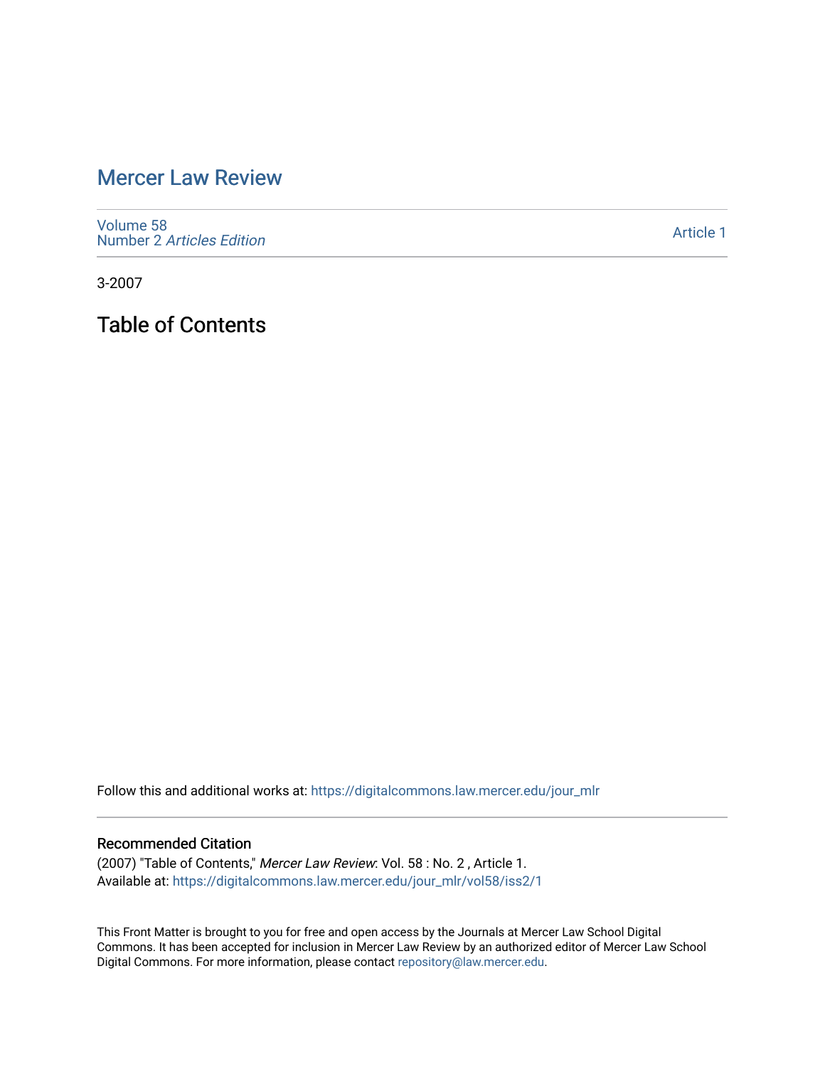# Mercer Law Review

Volume 58
Number 2 *Articles Edition*

Article 1

3-2007

## Table of Contents

Follow this and additional works at: https://digitalcommons.law.mercer.edu/jour_mlr

### Recommended Citation

(2007) "Table of Contents," *Mercer Law Review*: Vol. 58 : No. 2 , Article 1.
Available at: https://digitalcommons.law.mercer.edu/jour_mlr/vol58/iss2/1

This Front Matter is brought to you for free and open access by the Journals at Mercer Law School Digital Commons. It has been accepted for inclusion in Mercer Law Review by an authorized editor of Mercer Law School Digital Commons. For more information, please contact repository@law.mercer.edu.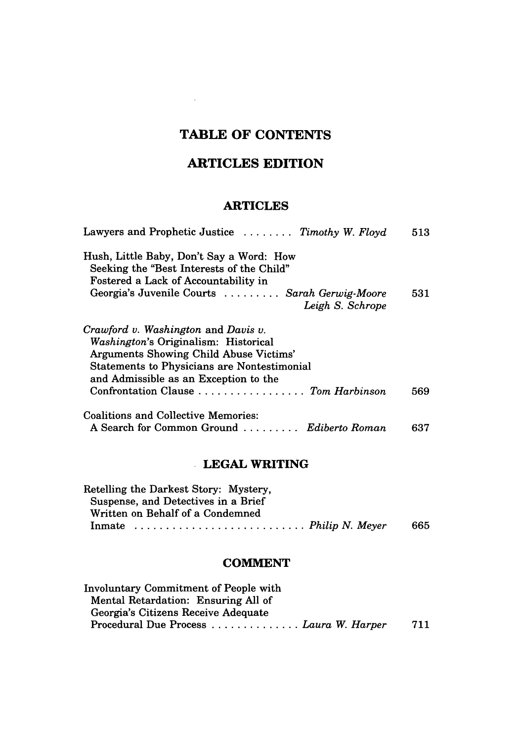# TABLE OF CONTENTS

## ARTICLES EDITION

### ARTICLES

Lawyers and Prophetic Justice . . . . . . . . *Timothy W. Floyd* 513

Hush, Little Baby, Don't Say a Word: How Seeking the "Best Interests of the Child" Fostered a Lack of Accountability in Georgia's Juvenile Courts . . . . . . . . . *Sarah Gerwig-Moore* *Leigh S. Schrope* 531

*Crawford v. Washington* and *Davis v. Washington*'s Originalism: Historical Arguments Showing Child Abuse Victims' Statements to Physicians are Nontestimonial and Admissible as an Exception to the Confrontation Clause . . . . . . . . . . . . . . . . . *Tom Harbinson* 569

Coalitions and Collective Memories: A Search for Common Ground . . . . . . . . . *Ediberto Roman* 637

### LEGAL WRITING

Retelling the Darkest Story: Mystery, Suspense, and Detectives in a Brief Written on Behalf of a Condemned Inmate . . . . . . . . . . . . . . . . . . . . . . . . . . . *Philip N. Meyer* 665

### COMMENT

Involuntary Commitment of People with Mental Retardation: Ensuring All of Georgia's Citizens Receive Adequate Procedural Due Process . . . . . . . . . . . . . . *Laura W. Harper* 711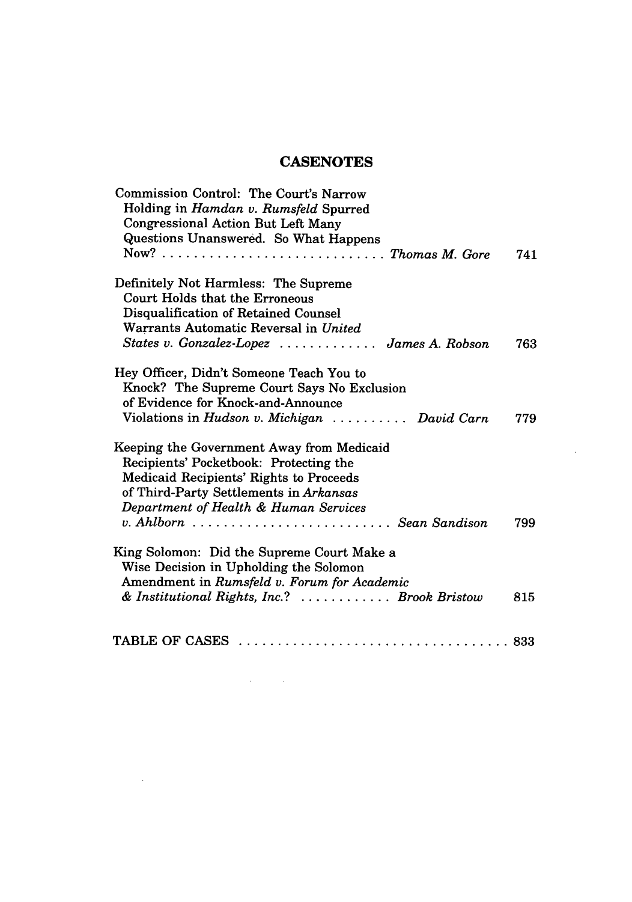## CASENOTES

Commission Control: The Court's Narrow Holding in *Hamdan v. Rumsfeld* Spurred Congressional Action But Left Many Questions Unanswered. So What Happens Now? . . . . . . . . . . . . . . . . . . . . . . . . . . . . *Thomas M. Gore* 741

Definitely Not Harmless: The Supreme Court Holds that the Erroneous Disqualification of Retained Counsel Warrants Automatic Reversal in *United States v. Gonzalez-Lopez* . . . . . . . . . . . . . *James A. Robson* 763

Hey Officer, Didn't Someone Teach You to Knock? The Supreme Court Says No Exclusion of Evidence for Knock-and-Announce Violations in *Hudson v. Michigan* . . . . . . . . . . *David Carn* 779

Keeping the Government Away from Medicaid Recipients' Pocketbook: Protecting the Medicaid Recipients' Rights to Proceeds of Third-Party Settlements in *Arkansas Department of Health & Human Services v. Ahlborn* . . . . . . . . . . . . . . . . . . . . . . . . . . *Sean Sandison* 799

King Solomon: Did the Supreme Court Make a Wise Decision in Upholding the Solomon Amendment in *Rumsfeld v. Forum for Academic & Institutional Rights, Inc.*? . . . . . . . . . . . . *Brook Bristow* 815

TABLE OF CASES . . . . . . . . . . . . . . . . . . . . . . . . . . . . . . . . . . . 833